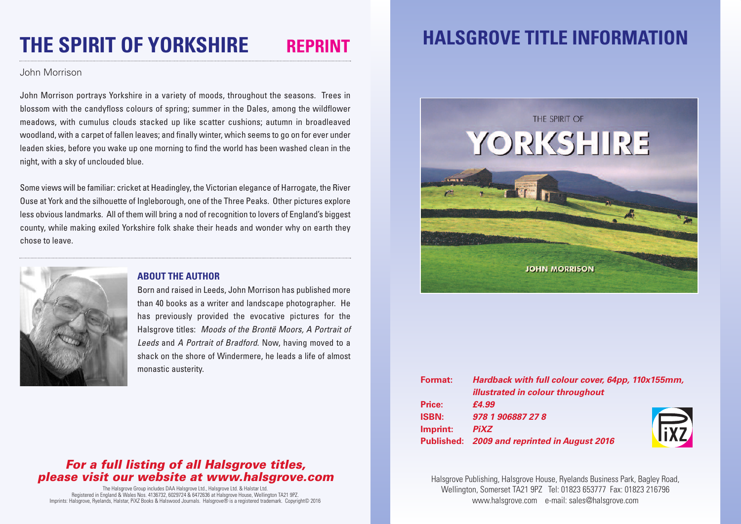# THE SPIRIT OF YORKSHIRE REPRINT

John Morrison

John Morrison portrays Yorkshire in a variety of moods, throughout the seasons. Trees in blossom with the candyfloss colours of spring; summer in the Dales, among the wildflower meadows, with cumulus clouds stacked up like scatter cushions; autumn in broadleaved woodland, with a carpet of fallen leaves; and finally winter, which seems to go on for ever under leaden skies, before you wake up one morning to find the world has been washed clean in the night, with a sky of unclouded blue.

Some views will be familiar: cricket at Headingley, the Victorian elegance of Harrogate, the River Ouse at York and the silhouette of Ingleborough, one of the Three Peaks. Other pictures explore less obvious landmarks. All of them will bring a nod of recognition to lovers of England's biggest county, while making exiled Yorkshire folk shake their heads and wonder why on earth they chose to leave.

### ABOUT THE AUTHOR

Born and raised in Leeds, John Morrison has published more than 40 books as a writer and landscape photographer. He has previously provided the evocative pictures for the Halsgrove titles: *Moods of the Brontë Moors, A Portrait of Leeds* and *A Portrait of Bradford*. Now, having moved to a shack on the shore of Windermere, he leads a life of almost monastic austerity.

***For a full listing of all Halsgrove titles, please visit our website at www.halsgrove.com***

The Halsgrove Group includes DAA Halsgrove Ltd., Halsgrove Ltd. & Halstar Ltd.
Registered in England & Wales Nos. 4136732, 6029724 & 6472636 at Halsgrove House, Wellington TA21 9PZ.
Imprints: Halsgrove, Ryelands, Halstar, PiXZ Books & Halswood Journals. Halsgrove® is a registered trademark. Copyright© 2016

# HALSGROVE TITLE INFORMATION

THE SPIRIT OF
YORKSHIRE
JOHN MORRISON

**Format:** ***Hardback with full colour cover, 64pp, 110x155mm, illustrated in colour throughout***
**Price:** ***£4.99***
**ISBN:** ***978 1 906887 27 8***
**Imprint:** ***PiXZ***
**Published:** ***2009 and reprinted in August 2016***

Halsgrove Publishing, Halsgrove House, Ryelands Business Park, Bagley Road, Wellington, Somerset TA21 9PZ Tel: 01823 653777 Fax: 01823 216796
www.halsgrove.com e-mail: sales@halsgrove.com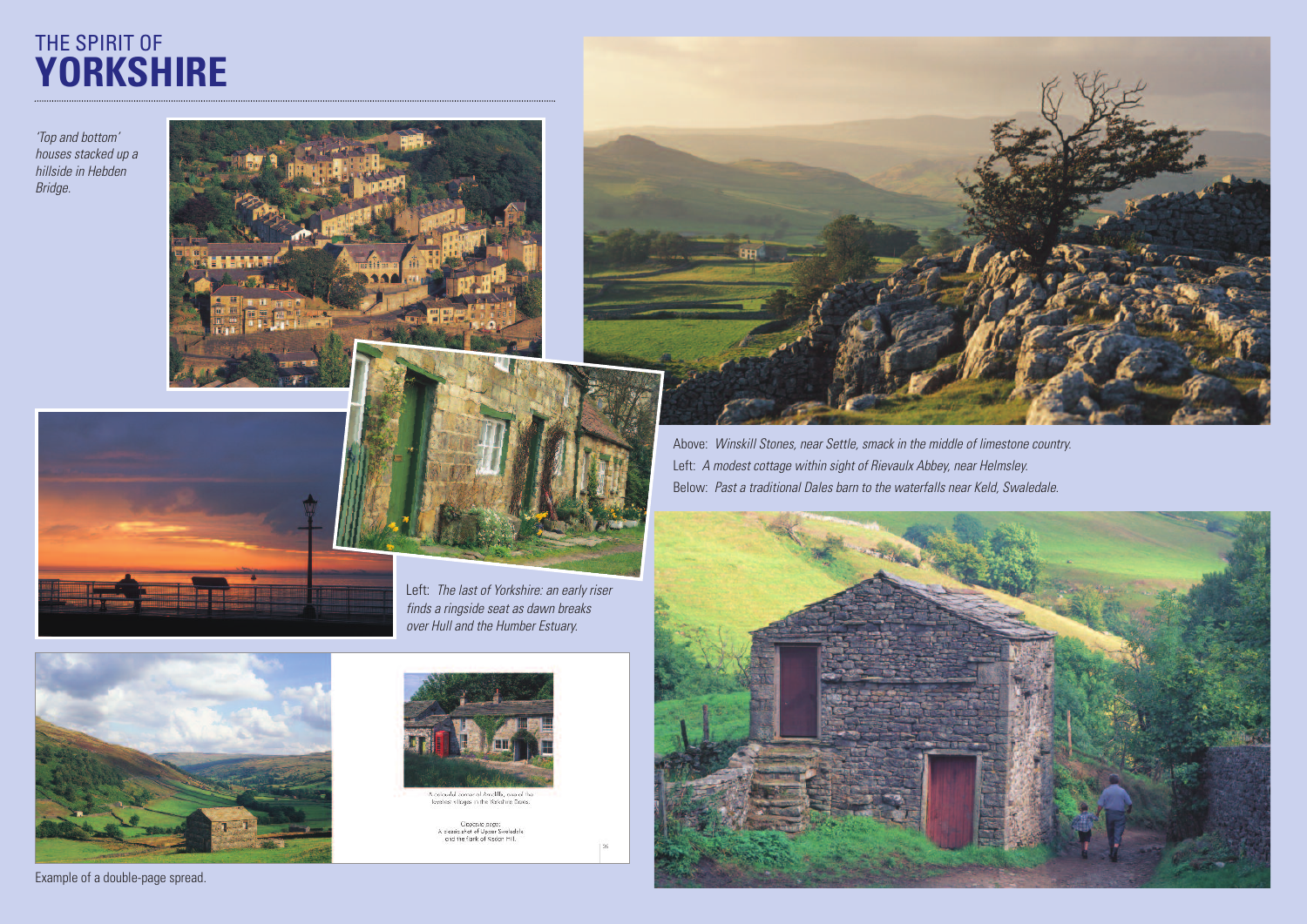# THE SPIRIT OF **YORKSHIRE**

*'Top and bottom' houses stacked up a hillside in Hebden Bridge.*

Above: *Winskill Stones, near Settle, smack in the middle of limestone country.*

Left: *A modest cottage within sight of Rievaulx Abbey, near Helmsley.*

Below: *Past a traditional Dales barn to the waterfalls near Keld, Swaledale.*

Left: *The last of Yorkshire: an early riser finds a ringside seat as dawn breaks over Hull and the Humber Estuary.*

A colourful corner of Arncliffe, one of the loveliest villages in the Yorkshire Dales.

Opposite page:
A classic shot of Upper Swaledale and the flank of Kisdon Hill.

Example of a double-page spread.